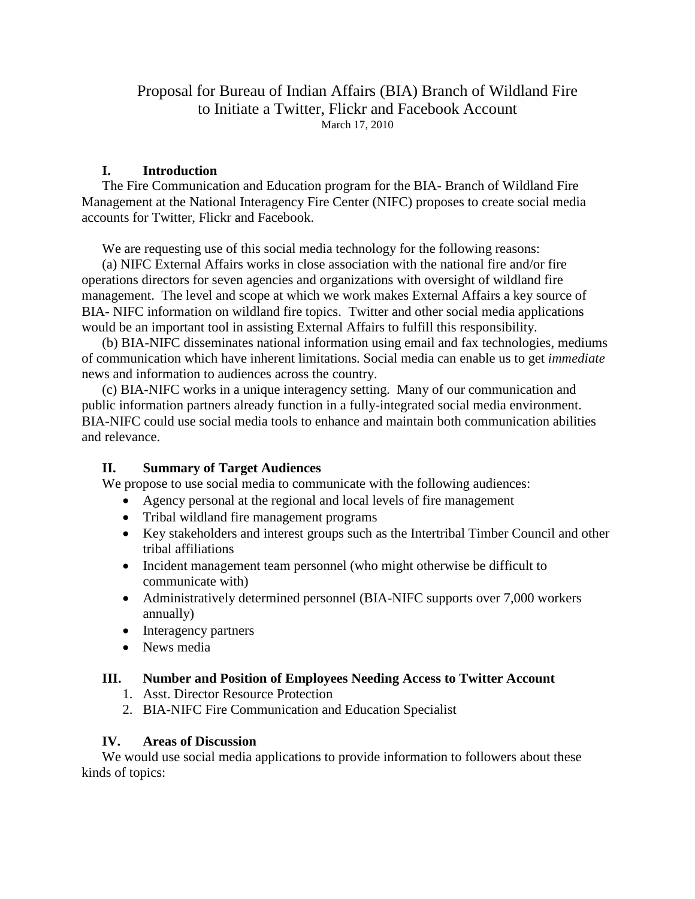# Proposal for Bureau of Indian Affairs (BIA) Branch of Wildland Fire to Initiate a Twitter, Flickr and Facebook Account

March 17, 2010

## I. Introduction

The Fire Communication and Education program for the BIA- Branch of Wildland Fire Management at the National Interagency Fire Center (NIFC) proposes to create social media accounts for Twitter, Flickr and Facebook.

We are requesting use of this social media technology for the following reasons:

(a) NIFC External Affairs works in close association with the national fire and/or fire operations directors for seven agencies and organizations with oversight of wildland fire management. The level and scope at which we work makes External Affairs a key source of BIA- NIFC information on wildland fire topics. Twitter and other social media applications would be an important tool in assisting External Affairs to fulfill this responsibility.

(b) BIA-NIFC disseminates national information using email and fax technologies, mediums of communication which have inherent limitations. Social media can enable us to get *immediate* news and information to audiences across the country.

(c) BIA-NIFC works in a unique interagency setting. Many of our communication and public information partners already function in a fully-integrated social media environment. BIA-NIFC could use social media tools to enhance and maintain both communication abilities and relevance.

## II. Summary of Target Audiences

We propose to use social media to communicate with the following audiences:

- Agency personal at the regional and local levels of fire management
- Tribal wildland fire management programs
- Key stakeholders and interest groups such as the Intertribal Timber Council and other tribal affiliations
- Incident management team personnel (who might otherwise be difficult to communicate with)
- Administratively determined personnel (BIA-NIFC supports over 7,000 workers annually)
- Interagency partners
- News media

## III. Number and Position of Employees Needing Access to Twitter Account

1. Asst. Director Resource Protection
2. BIA-NIFC Fire Communication and Education Specialist

## IV. Areas of Discussion

We would use social media applications to provide information to followers about these kinds of topics: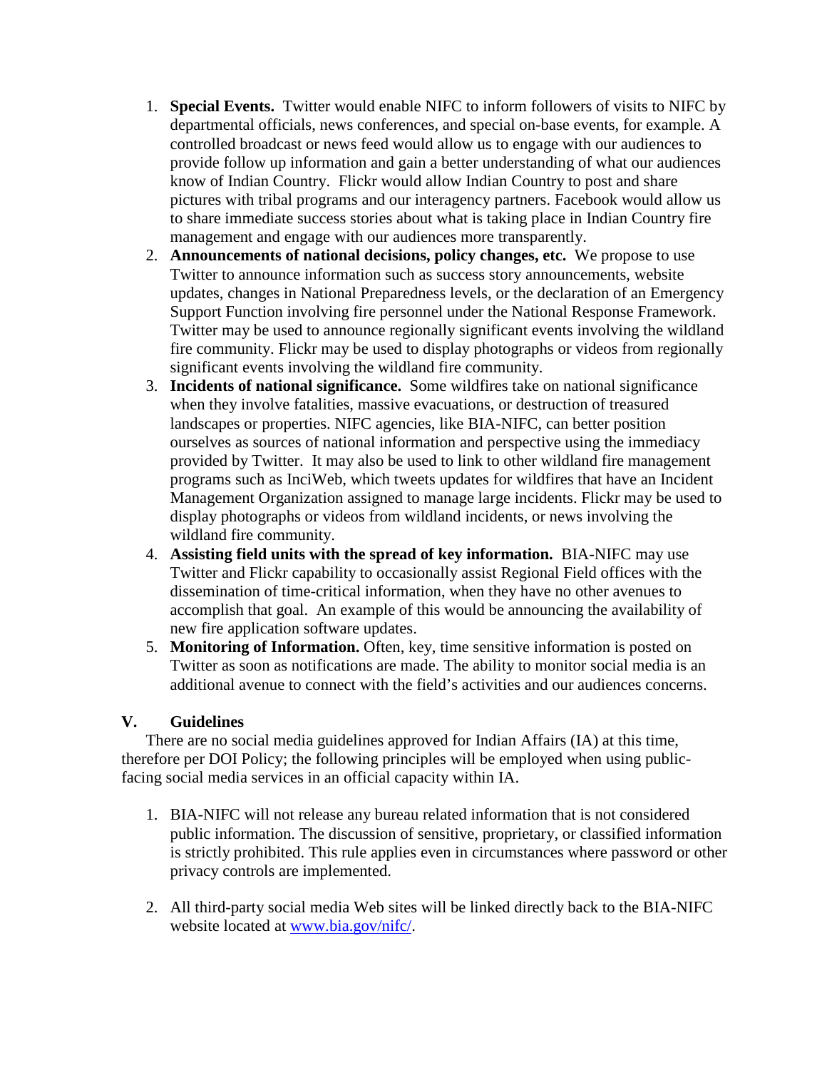1. **Special Events.** Twitter would enable NIFC to inform followers of visits to NIFC by departmental officials, news conferences, and special on-base events, for example. A controlled broadcast or news feed would allow us to engage with our audiences to provide follow up information and gain a better understanding of what our audiences know of Indian Country. Flickr would allow Indian Country to post and share pictures with tribal programs and our interagency partners. Facebook would allow us to share immediate success stories about what is taking place in Indian Country fire management and engage with our audiences more transparently.
2. **Announcements of national decisions, policy changes, etc.** We propose to use Twitter to announce information such as success story announcements, website updates, changes in National Preparedness levels, or the declaration of an Emergency Support Function involving fire personnel under the National Response Framework. Twitter may be used to announce regionally significant events involving the wildland fire community. Flickr may be used to display photographs or videos from regionally significant events involving the wildland fire community.
3. **Incidents of national significance.** Some wildfires take on national significance when they involve fatalities, massive evacuations, or destruction of treasured landscapes or properties. NIFC agencies, like BIA-NIFC, can better position ourselves as sources of national information and perspective using the immediacy provided by Twitter. It may also be used to link to other wildland fire management programs such as InciWeb, which tweets updates for wildfires that have an Incident Management Organization assigned to manage large incidents. Flickr may be used to display photographs or videos from wildland incidents, or news involving the wildland fire community.
4. **Assisting field units with the spread of key information.** BIA-NIFC may use Twitter and Flickr capability to occasionally assist Regional Field offices with the dissemination of time-critical information, when they have no other avenues to accomplish that goal. An example of this would be announcing the availability of new fire application software updates.
5. **Monitoring of Information.** Often, key, time sensitive information is posted on Twitter as soon as notifications are made. The ability to monitor social media is an additional avenue to connect with the field's activities and our audiences concerns.

## V. Guidelines

There are no social media guidelines approved for Indian Affairs (IA) at this time, therefore per DOI Policy; the following principles will be employed when using public-facing social media services in an official capacity within IA.

1. BIA-NIFC will not release any bureau related information that is not considered public information. The discussion of sensitive, proprietary, or classified information is strictly prohibited. This rule applies even in circumstances where password or other privacy controls are implemented.

2. All third-party social media Web sites will be linked directly back to the BIA-NIFC website located at www.bia.gov/nifc/.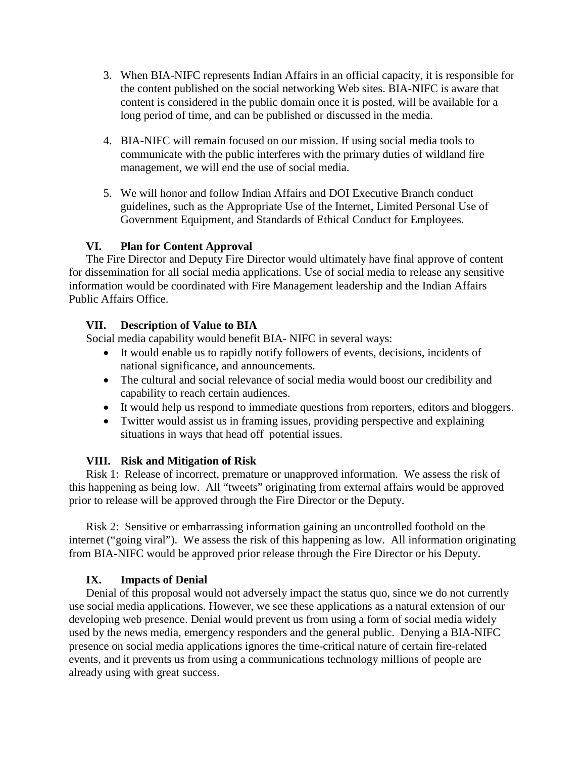3. When BIA-NIFC represents Indian Affairs in an official capacity, it is responsible for the content published on the social networking Web sites. BIA-NIFC is aware that content is considered in the public domain once it is posted, will be available for a long period of time, and can be published or discussed in the media.

4. BIA-NIFC will remain focused on our mission. If using social media tools to communicate with the public interferes with the primary duties of wildland fire management, we will end the use of social media.

5. We will honor and follow Indian Affairs and DOI Executive Branch conduct guidelines, such as the Appropriate Use of the Internet, Limited Personal Use of Government Equipment, and Standards of Ethical Conduct for Employees.

## VI. Plan for Content Approval

The Fire Director and Deputy Fire Director would ultimately have final approve of content for dissemination for all social media applications. Use of social media to release any sensitive information would be coordinated with Fire Management leadership and the Indian Affairs Public Affairs Office.

## VII. Description of Value to BIA

Social media capability would benefit BIA- NIFC in several ways:

- It would enable us to rapidly notify followers of events, decisions, incidents of national significance, and announcements.
- The cultural and social relevance of social media would boost our credibility and capability to reach certain audiences.
- It would help us respond to immediate questions from reporters, editors and bloggers.
- Twitter would assist us in framing issues, providing perspective and explaining situations in ways that head off potential issues.

## VIII. Risk and Mitigation of Risk

Risk 1: Release of incorrect, premature or unapproved information. We assess the risk of this happening as being low. All "tweets" originating from external affairs would be approved prior to release will be approved through the Fire Director or the Deputy.

Risk 2: Sensitive or embarrassing information gaining an uncontrolled foothold on the internet ("going viral"). We assess the risk of this happening as low. All information originating from BIA-NIFC would be approved prior release through the Fire Director or his Deputy.

## IX. Impacts of Denial

Denial of this proposal would not adversely impact the status quo, since we do not currently use social media applications. However, we see these applications as a natural extension of our developing web presence. Denial would prevent us from using a form of social media widely used by the news media, emergency responders and the general public. Denying a BIA-NIFC presence on social media applications ignores the time-critical nature of certain fire-related events, and it prevents us from using a communications technology millions of people are already using with great success.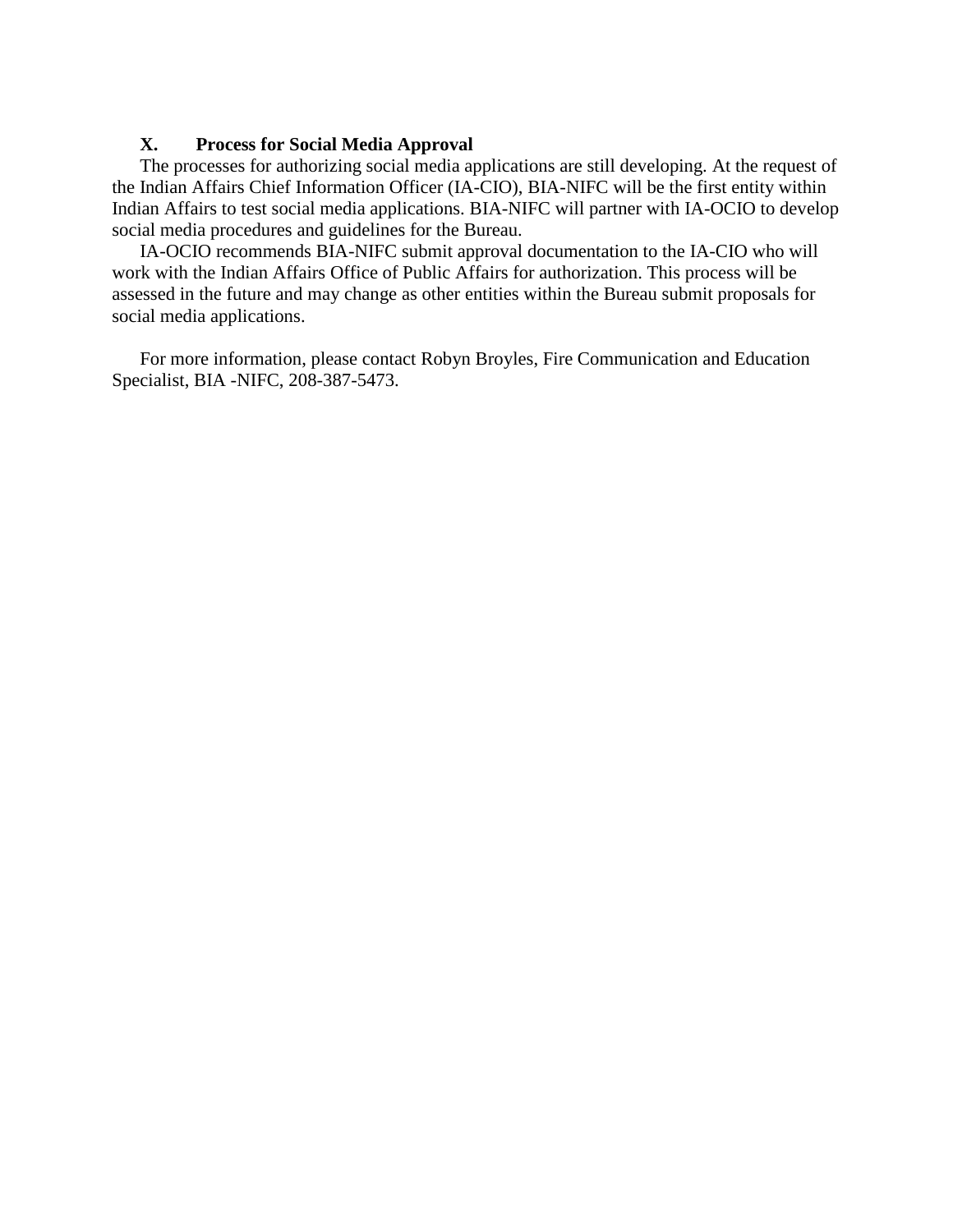## X. Process for Social Media Approval

The processes for authorizing social media applications are still developing. At the request of the Indian Affairs Chief Information Officer (IA-CIO), BIA-NIFC will be the first entity within Indian Affairs to test social media applications. BIA-NIFC will partner with IA-OCIO to develop social media procedures and guidelines for the Bureau.

IA-OCIO recommends BIA-NIFC submit approval documentation to the IA-CIO who will work with the Indian Affairs Office of Public Affairs for authorization. This process will be assessed in the future and may change as other entities within the Bureau submit proposals for social media applications.

For more information, please contact Robyn Broyles, Fire Communication and Education Specialist, BIA -NIFC, 208-387-5473.